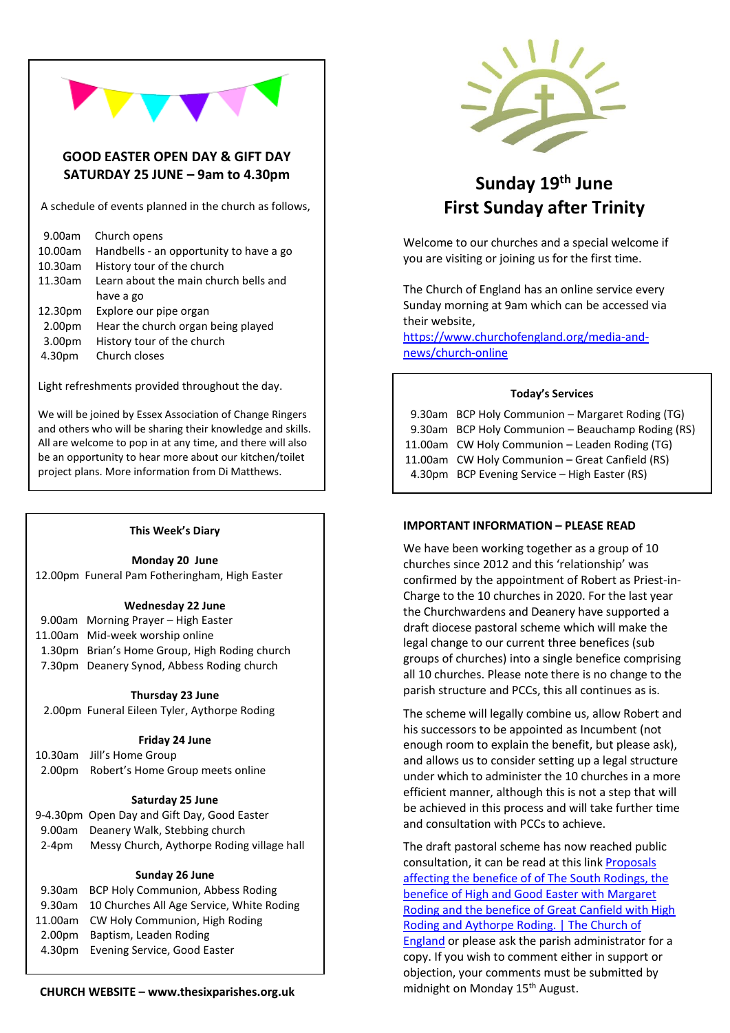## GOOD EASTER OPEN DAY & GIFT DAY
## SATURDAY 25 JUNE – 9am to 4.30pm

A schedule of events planned in the church as follows,

| | |
|---|---|
| 9.00am | Church opens |
| 10.00am | Handbells - an opportunity to have a go |
| 10.30am | History tour of the church |
| 11.30am | Learn about the main church bells and have a go |
| 12.30pm | Explore our pipe organ |
| 2.00pm | Hear the church organ being played |
| 3.00pm | History tour of the church |
| 4.30pm | Church closes |

Light refreshments provided throughout the day.

We will be joined by Essex Association of Change Ringers and others who will be sharing their knowledge and skills. All are welcome to pop in at any time, and there will also be an opportunity to hear more about our kitchen/toilet project plans. More information from Di Matthews.

### This Week's Diary

**Monday 20 June**

12.00pm Funeral Pam Fotheringham, High Easter

**Wednesday 22 June**

9.00am Morning Prayer – High Easter
11.00am Mid-week worship online
1.30pm Brian's Home Group, High Roding church
7.30pm Deanery Synod, Abbess Roding church

**Thursday 23 June**

2.00pm Funeral Eileen Tyler, Aythorpe Roding

**Friday 24 June**

10.30am Jill's Home Group
2.00pm Robert's Home Group meets online

**Saturday 25 June**

9-4.30pm Open Day and Gift Day, Good Easter
9.00am Deanery Walk, Stebbing church
2-4pm Messy Church, Aythorpe Roding village hall

**Sunday 26 June**

9.30am BCP Holy Communion, Abbess Roding
9.30am 10 Churches All Age Service, White Roding
11.00am CW Holy Communion, High Roding
2.00pm Baptism, Leaden Roding
4.30pm Evening Service, Good Easter

**CHURCH WEBSITE – www.thesixparishes.org.uk**

# Sunday 19th June
# First Sunday after Trinity

Welcome to our churches and a special welcome if you are visiting or joining us for the first time.

The Church of England has an online service every Sunday morning at 9am which can be accessed via their website, https://www.churchofengland.org/media-and-news/church-online

### Today's Services

| | |
|---|---|
| 9.30am | BCP Holy Communion – Margaret Roding (TG) |
| 9.30am | BCP Holy Communion – Beauchamp Roding (RS) |
| 11.00am | CW Holy Communion – Leaden Roding (TG) |
| 11.00am | CW Holy Communion – Great Canfield (RS) |
| 4.30pm | BCP Evening Service – High Easter (RS) |

### IMPORTANT INFORMATION – PLEASE READ

We have been working together as a group of 10 churches since 2012 and this 'relationship' was confirmed by the appointment of Robert as Priest-in-Charge to the 10 churches in 2020. For the last year the Churchwardens and Deanery have supported a draft diocese pastoral scheme which will make the legal change to our current three benefices (sub groups of churches) into a single benefice comprising all 10 churches. Please note there is no change to the parish structure and PCCs, this all continues as is.

The scheme will legally combine us, allow Robert and his successors to be appointed as Incumbent (not enough room to explain the benefit, but please ask), and allows us to consider setting up a legal structure under which to administer the 10 churches in a more efficient manner, although this is not a step that will be achieved in this process and will take further time and consultation with PCCs to achieve.

The draft pastoral scheme has now reached public consultation, it can be read at this link Proposals affecting the benefice of of The South Rodings, the benefice of High and Good Easter with Margaret Roding and the benefice of Great Canfield with High Roding and Aythorpe Roding. | The Church of England or please ask the parish administrator for a copy. If you wish to comment either in support or objection, your comments must be submitted by midnight on Monday 15th August.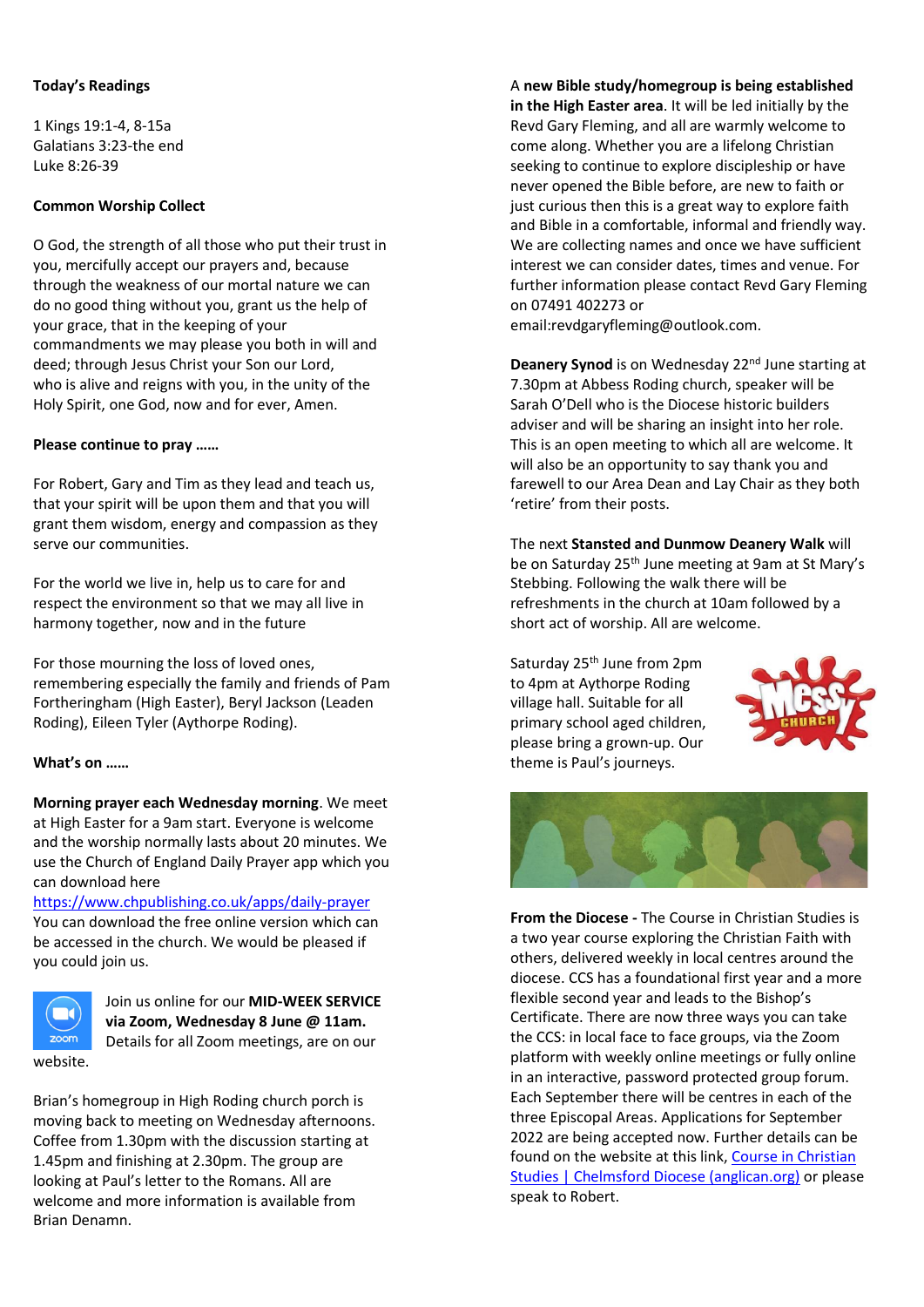**Today's Readings**

1 Kings 19:1-4, 8-15a
Galatians 3:23-the end
Luke 8:26-39

**Common Worship Collect**

O God, the strength of all those who put their trust in you, mercifully accept our prayers and, because through the weakness of our mortal nature we can do no good thing without you, grant us the help of your grace, that in the keeping of your commandments we may please you both in will and deed; through Jesus Christ your Son our Lord, who is alive and reigns with you, in the unity of the Holy Spirit, one God, now and for ever, Amen.

**Please continue to pray ……**

For Robert, Gary and Tim as they lead and teach us, that your spirit will be upon them and that you will grant them wisdom, energy and compassion as they serve our communities.

For the world we live in, help us to care for and respect the environment so that we may all live in harmony together, now and in the future

For those mourning the loss of loved ones, remembering especially the family and friends of Pam Fortheringham (High Easter), Beryl Jackson (Leaden Roding), Eileen Tyler (Aythorpe Roding).

**What's on ……**

**Morning prayer each Wednesday morning**. We meet at High Easter for a 9am start. Everyone is welcome and the worship normally lasts about 20 minutes. We use the Church of England Daily Prayer app which you can download here https://www.chpublishing.co.uk/apps/daily-prayer You can download the free online version which can be accessed in the church. We would be pleased if you could join us.

Join us online for our **MID-WEEK SERVICE via Zoom, Wednesday 8 June @ 11am.** Details for all Zoom meetings, are on our website.

Brian's homegroup in High Roding church porch is moving back to meeting on Wednesday afternoons. Coffee from 1.30pm with the discussion starting at 1.45pm and finishing at 2.30pm. The group are looking at Paul's letter to the Romans. All are welcome and more information is available from Brian Denamn.

A **new Bible study/homegroup is being established in the High Easter area**. It will be led initially by the Revd Gary Fleming, and all are warmly welcome to come along. Whether you are a lifelong Christian seeking to continue to explore discipleship or have never opened the Bible before, are new to faith or just curious then this is a great way to explore faith and Bible in a comfortable, informal and friendly way. We are collecting names and once we have sufficient interest we can consider dates, times and venue. For further information please contact Revd Gary Fleming on 07491 402273 or email:revdgaryfleming@outlook.com.

**Deanery Synod** is on Wednesday 22nd June starting at 7.30pm at Abbess Roding church, speaker will be Sarah O'Dell who is the Diocese historic builders adviser and will be sharing an insight into her role. This is an open meeting to which all are welcome. It will also be an opportunity to say thank you and farewell to our Area Dean and Lay Chair as they both 'retire' from their posts.

The next **Stansted and Dunmow Deanery Walk** will be on Saturday 25th June meeting at 9am at St Mary's Stebbing. Following the walk there will be refreshments in the church at 10am followed by a short act of worship. All are welcome.

Saturday 25th June from 2pm to 4pm at Aythorpe Roding village hall. Suitable for all primary school aged children, please bring a grown-up. Our theme is Paul's journeys.

**From the Diocese -** The Course in Christian Studies is a two year course exploring the Christian Faith with others, delivered weekly in local centres around the diocese. CCS has a foundational first year and a more flexible second year and leads to the Bishop's Certificate. There are now three ways you can take the CCS: in local face to face groups, via the Zoom platform with weekly online meetings or fully online in an interactive, password protected group forum. Each September there will be centres in each of the three Episcopal Areas. Applications for September 2022 are being accepted now. Further details can be found on the website at this link, Course in Christian Studies | Chelmsford Diocese (anglican.org) or please speak to Robert.